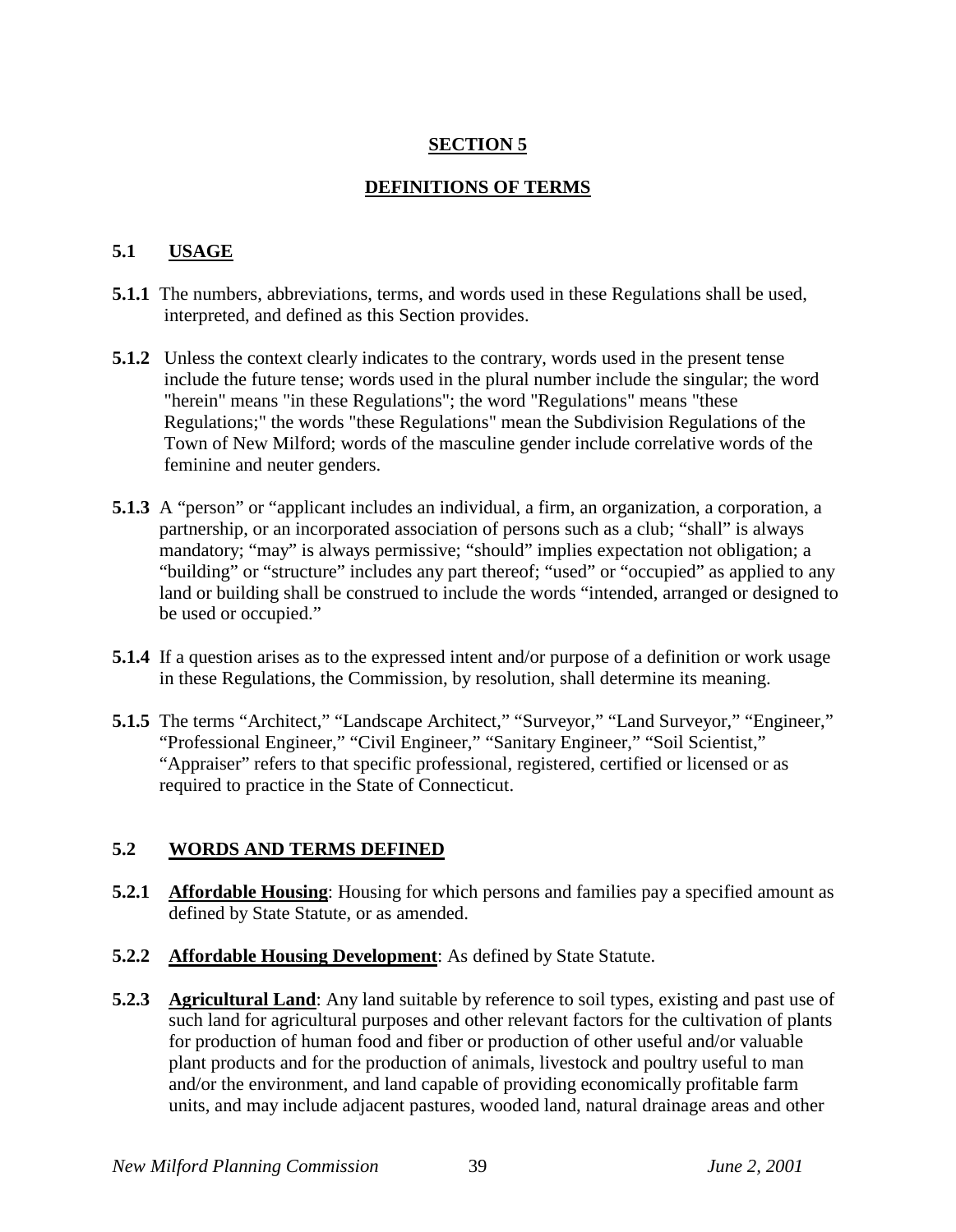# SECTION 5

## DEFINITIONS OF TERMS

### 5.1 USAGE

**5.1.1** The numbers, abbreviations, terms, and words used in these Regulations shall be used, interpreted, and defined as this Section provides.

**5.1.2** Unless the context clearly indicates to the contrary, words used in the present tense include the future tense; words used in the plural number include the singular; the word "herein" means "in these Regulations"; the word "Regulations" means "these Regulations;" the words "these Regulations" mean the Subdivision Regulations of the Town of New Milford; words of the masculine gender include correlative words of the feminine and neuter genders.

**5.1.3** A "person" or "applicant includes an individual, a firm, an organization, a corporation, a partnership, or an incorporated association of persons such as a club; "shall" is always mandatory; "may" is always permissive; "should" implies expectation not obligation; a "building" or "structure" includes any part thereof; "used" or "occupied" as applied to any land or building shall be construed to include the words "intended, arranged or designed to be used or occupied."

**5.1.4** If a question arises as to the expressed intent and/or purpose of a definition or work usage in these Regulations, the Commission, by resolution, shall determine its meaning.

**5.1.5** The terms "Architect," "Landscape Architect," "Surveyor," "Land Surveyor," "Engineer," "Professional Engineer," "Civil Engineer," "Sanitary Engineer," "Soil Scientist," "Appraiser" refers to that specific professional, registered, certified or licensed or as required to practice in the State of Connecticut.

### 5.2 WORDS AND TERMS DEFINED

**5.2.1** **Affordable Housing**: Housing for which persons and families pay a specified amount as defined by State Statute, or as amended.

**5.2.2** **Affordable Housing Development**: As defined by State Statute.

**5.2.3** **Agricultural Land**: Any land suitable by reference to soil types, existing and past use of such land for agricultural purposes and other relevant factors for the cultivation of plants for production of human food and fiber or production of other useful and/or valuable plant products and for the production of animals, livestock and poultry useful to man and/or the environment, and land capable of providing economically profitable farm units, and may include adjacent pastures, wooded land, natural drainage areas and other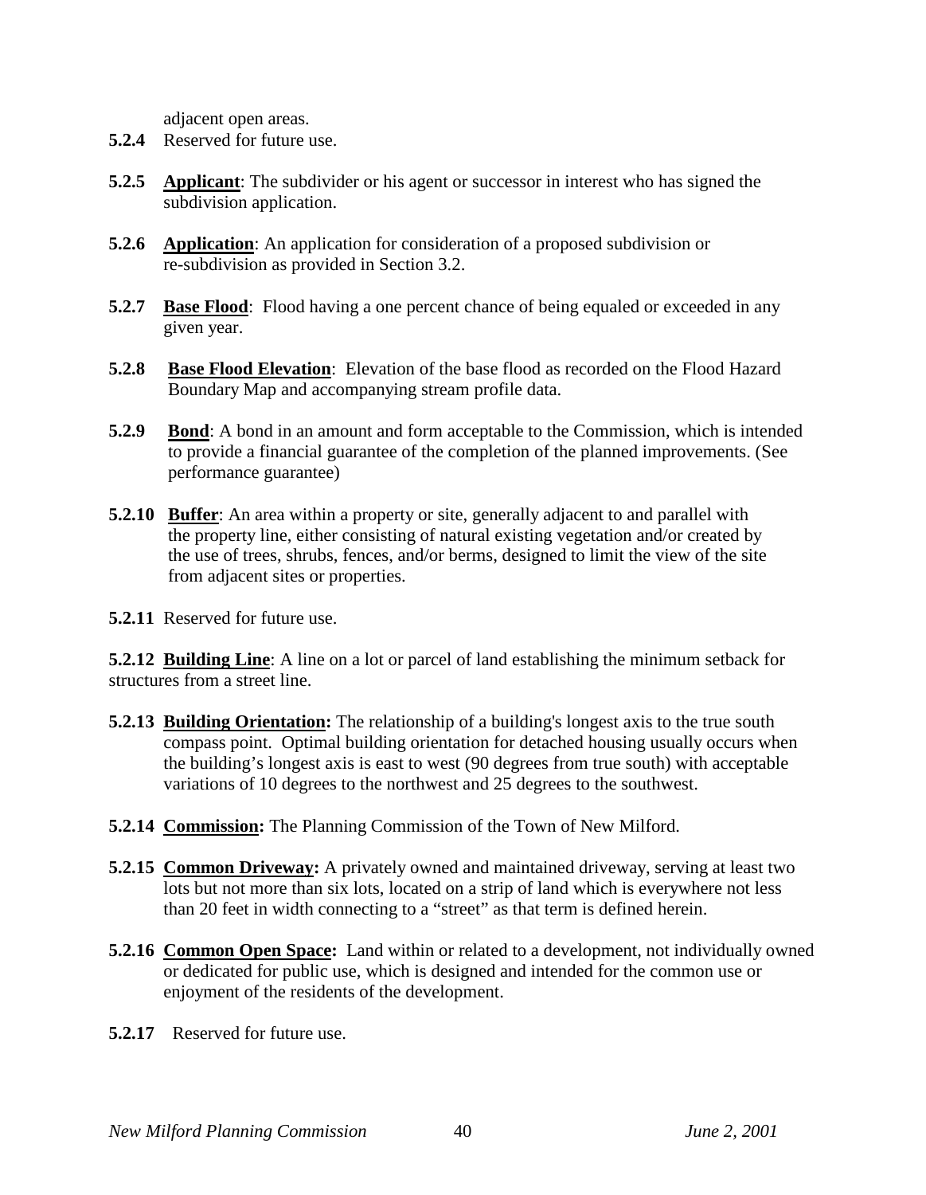adjacent open areas.

**5.2.4** Reserved for future use.

**5.2.5** **Applicant**: The subdivider or his agent or successor in interest who has signed the subdivision application.

**5.2.6** **Application**: An application for consideration of a proposed subdivision or re-subdivision as provided in Section 3.2.

**5.2.7** **Base Flood**: Flood having a one percent chance of being equaled or exceeded in any given year.

**5.2.8** **Base Flood Elevation**: Elevation of the base flood as recorded on the Flood Hazard Boundary Map and accompanying stream profile data.

**5.2.9** **Bond**: A bond in an amount and form acceptable to the Commission, which is intended to provide a financial guarantee of the completion of the planned improvements. (See performance guarantee)

**5.2.10** **Buffer**: An area within a property or site, generally adjacent to and parallel with the property line, either consisting of natural existing vegetation and/or created by the use of trees, shrubs, fences, and/or berms, designed to limit the view of the site from adjacent sites or properties.

**5.2.11** Reserved for future use.

**5.2.12** **Building Line**: A line on a lot or parcel of land establishing the minimum setback for structures from a street line.

**5.2.13** **Building Orientation:** The relationship of a building's longest axis to the true south compass point. Optimal building orientation for detached housing usually occurs when the building's longest axis is east to west (90 degrees from true south) with acceptable variations of 10 degrees to the northwest and 25 degrees to the southwest.

**5.2.14** **Commission:** The Planning Commission of the Town of New Milford.

**5.2.15** **Common Driveway:** A privately owned and maintained driveway, serving at least two lots but not more than six lots, located on a strip of land which is everywhere not less than 20 feet in width connecting to a "street" as that term is defined herein.

**5.2.16** **Common Open Space:** Land within or related to a development, not individually owned or dedicated for public use, which is designed and intended for the common use or enjoyment of the residents of the development.

**5.2.17** Reserved for future use.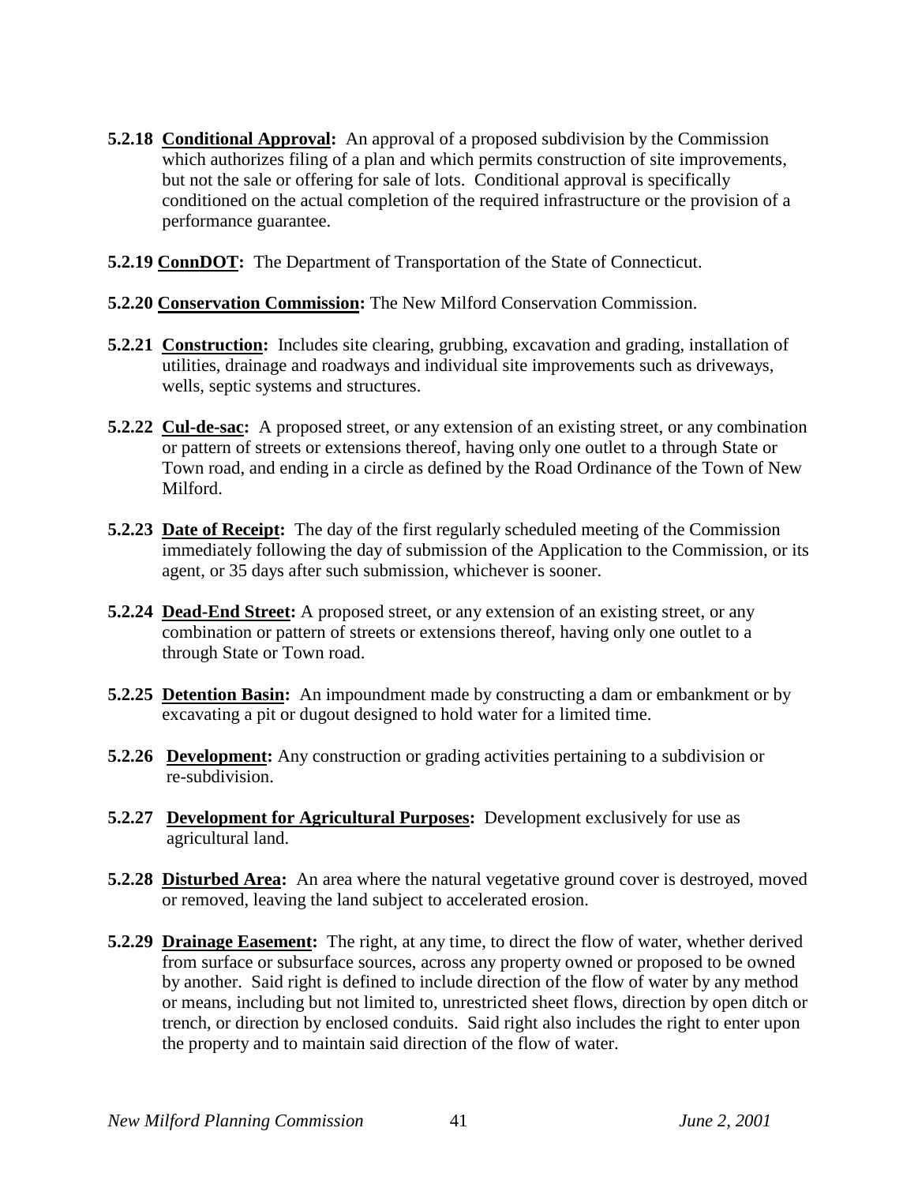**5.2.18 Conditional Approval:** An approval of a proposed subdivision by the Commission which authorizes filing of a plan and which permits construction of site improvements, but not the sale or offering for sale of lots. Conditional approval is specifically conditioned on the actual completion of the required infrastructure or the provision of a performance guarantee.

**5.2.19 ConnDOT:** The Department of Transportation of the State of Connecticut.

**5.2.20 Conservation Commission:** The New Milford Conservation Commission.

**5.2.21 Construction:** Includes site clearing, grubbing, excavation and grading, installation of utilities, drainage and roadways and individual site improvements such as driveways, wells, septic systems and structures.

**5.2.22 Cul-de-sac:** A proposed street, or any extension of an existing street, or any combination or pattern of streets or extensions thereof, having only one outlet to a through State or Town road, and ending in a circle as defined by the Road Ordinance of the Town of New Milford.

**5.2.23 Date of Receipt:** The day of the first regularly scheduled meeting of the Commission immediately following the day of submission of the Application to the Commission, or its agent, or 35 days after such submission, whichever is sooner.

**5.2.24 Dead-End Street:** A proposed street, or any extension of an existing street, or any combination or pattern of streets or extensions thereof, having only one outlet to a through State or Town road.

**5.2.25 Detention Basin:** An impoundment made by constructing a dam or embankment or by excavating a pit or dugout designed to hold water for a limited time.

**5.2.26 Development:** Any construction or grading activities pertaining to a subdivision or re-subdivision.

**5.2.27 Development for Agricultural Purposes:** Development exclusively for use as agricultural land.

**5.2.28 Disturbed Area:** An area where the natural vegetative ground cover is destroyed, moved or removed, leaving the land subject to accelerated erosion.

**5.2.29 Drainage Easement:** The right, at any time, to direct the flow of water, whether derived from surface or subsurface sources, across any property owned or proposed to be owned by another. Said right is defined to include direction of the flow of water by any method or means, including but not limited to, unrestricted sheet flows, direction by open ditch or trench, or direction by enclosed conduits. Said right also includes the right to enter upon the property and to maintain said direction of the flow of water.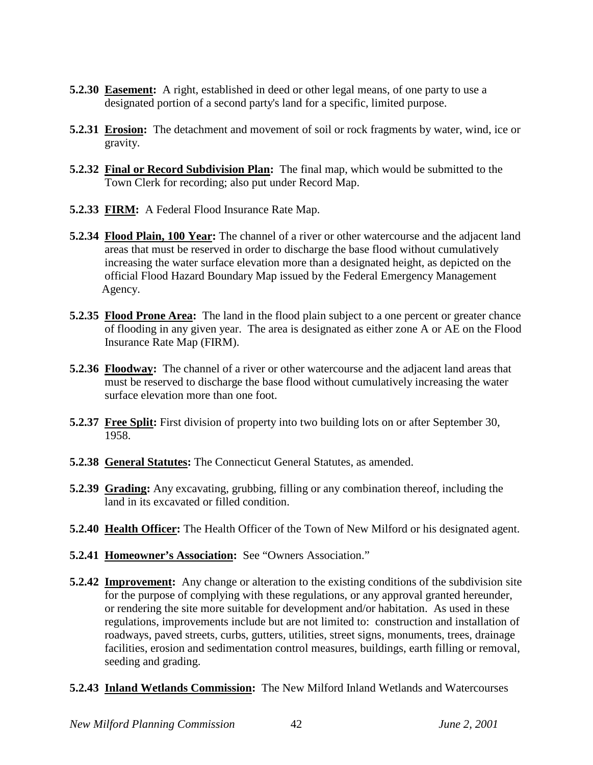**5.2.30** **Easement:** A right, established in deed or other legal means, of one party to use a designated portion of a second party's land for a specific, limited purpose.

**5.2.31** **Erosion:** The detachment and movement of soil or rock fragments by water, wind, ice or gravity.

**5.2.32** **Final or Record Subdivision Plan:** The final map, which would be submitted to the Town Clerk for recording; also put under Record Map.

**5.2.33** **FIRM:** A Federal Flood Insurance Rate Map.

**5.2.34** **Flood Plain, 100 Year:** The channel of a river or other watercourse and the adjacent land areas that must be reserved in order to discharge the base flood without cumulatively increasing the water surface elevation more than a designated height, as depicted on the official Flood Hazard Boundary Map issued by the Federal Emergency Management Agency.

**5.2.35** **Flood Prone Area:** The land in the flood plain subject to a one percent or greater chance of flooding in any given year. The area is designated as either zone A or AE on the Flood Insurance Rate Map (FIRM).

**5.2.36** **Floodway:** The channel of a river or other watercourse and the adjacent land areas that must be reserved to discharge the base flood without cumulatively increasing the water surface elevation more than one foot.

**5.2.37** **Free Split:** First division of property into two building lots on or after September 30, 1958.

**5.2.38** **General Statutes:** The Connecticut General Statutes, as amended.

**5.2.39** **Grading:** Any excavating, grubbing, filling or any combination thereof, including the land in its excavated or filled condition.

**5.2.40** **Health Officer:** The Health Officer of the Town of New Milford or his designated agent.

**5.2.41** **Homeowner's Association:** See "Owners Association."

**5.2.42** **Improvement:** Any change or alteration to the existing conditions of the subdivision site for the purpose of complying with these regulations, or any approval granted hereunder, or rendering the site more suitable for development and/or habitation. As used in these regulations, improvements include but are not limited to: construction and installation of roadways, paved streets, curbs, gutters, utilities, street signs, monuments, trees, drainage facilities, erosion and sedimentation control measures, buildings, earth filling or removal, seeding and grading.

**5.2.43** **Inland Wetlands Commission:** The New Milford Inland Wetlands and Watercourses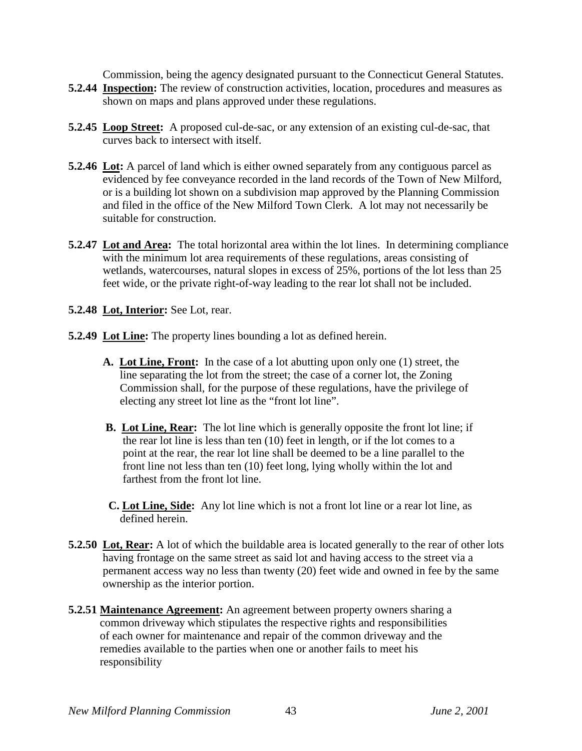Commission, being the agency designated pursuant to the Connecticut General Statutes.

**5.2.44** **Inspection:** The review of construction activities, location, procedures and measures as shown on maps and plans approved under these regulations.

**5.2.45** **Loop Street:** A proposed cul-de-sac, or any extension of an existing cul-de-sac, that curves back to intersect with itself.

**5.2.46** **Lot:** A parcel of land which is either owned separately from any contiguous parcel as evidenced by fee conveyance recorded in the land records of the Town of New Milford, or is a building lot shown on a subdivision map approved by the Planning Commission and filed in the office of the New Milford Town Clerk. A lot may not necessarily be suitable for construction.

**5.2.47** **Lot and Area:** The total horizontal area within the lot lines. In determining compliance with the minimum lot area requirements of these regulations, areas consisting of wetlands, watercourses, natural slopes in excess of 25%, portions of the lot less than 25 feet wide, or the private right-of-way leading to the rear lot shall not be included.

**5.2.48** **Lot, Interior:** See Lot, rear.

**5.2.49** **Lot Line:** The property lines bounding a lot as defined herein.

- **A.** **Lot Line, Front:** In the case of a lot abutting upon only one (1) street, the line separating the lot from the street; the case of a corner lot, the Zoning Commission shall, for the purpose of these regulations, have the privilege of electing any street lot line as the "front lot line".

- **B.** **Lot Line, Rear:** The lot line which is generally opposite the front lot line; if the rear lot line is less than ten (10) feet in length, or if the lot comes to a point at the rear, the rear lot line shall be deemed to be a line parallel to the front line not less than ten (10) feet long, lying wholly within the lot and farthest from the front lot line.

- **C.** **Lot Line, Side:** Any lot line which is not a front lot line or a rear lot line, as defined herein.

**5.2.50** **Lot, Rear:** A lot of which the buildable area is located generally to the rear of other lots having frontage on the same street as said lot and having access to the street via a permanent access way no less than twenty (20) feet wide and owned in fee by the same ownership as the interior portion.

**5.2.51** **Maintenance Agreement:** An agreement between property owners sharing a common driveway which stipulates the respective rights and responsibilities of each owner for maintenance and repair of the common driveway and the remedies available to the parties when one or another fails to meet his responsibility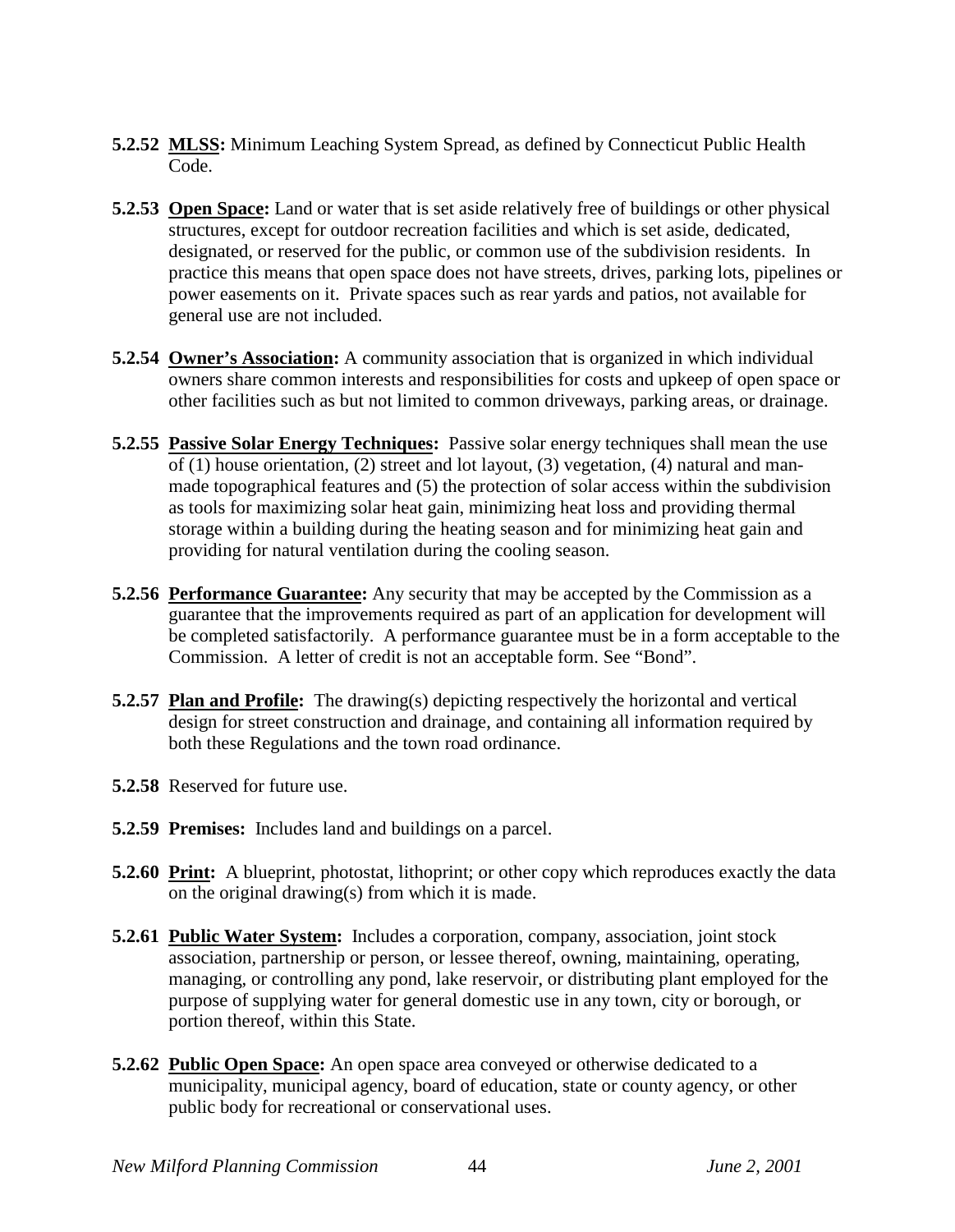**5.2.52** **MLSS:** Minimum Leaching System Spread, as defined by Connecticut Public Health Code.

**5.2.53** **Open Space:** Land or water that is set aside relatively free of buildings or other physical structures, except for outdoor recreation facilities and which is set aside, dedicated, designated, or reserved for the public, or common use of the subdivision residents. In practice this means that open space does not have streets, drives, parking lots, pipelines or power easements on it. Private spaces such as rear yards and patios, not available for general use are not included.

**5.2.54** **Owner's Association:** A community association that is organized in which individual owners share common interests and responsibilities for costs and upkeep of open space or other facilities such as but not limited to common driveways, parking areas, or drainage.

**5.2.55** **Passive Solar Energy Techniques:** Passive solar energy techniques shall mean the use of (1) house orientation, (2) street and lot layout, (3) vegetation, (4) natural and man-made topographical features and (5) the protection of solar access within the subdivision as tools for maximizing solar heat gain, minimizing heat loss and providing thermal storage within a building during the heating season and for minimizing heat gain and providing for natural ventilation during the cooling season.

**5.2.56** **Performance Guarantee:** Any security that may be accepted by the Commission as a guarantee that the improvements required as part of an application for development will be completed satisfactorily. A performance guarantee must be in a form acceptable to the Commission. A letter of credit is not an acceptable form. See "Bond".

**5.2.57** **Plan and Profile:** The drawing(s) depicting respectively the horizontal and vertical design for street construction and drainage, and containing all information required by both these Regulations and the town road ordinance.

**5.2.58** Reserved for future use.

**5.2.59** **Premises:** Includes land and buildings on a parcel.

**5.2.60** **Print:** A blueprint, photostat, lithoprint; or other copy which reproduces exactly the data on the original drawing(s) from which it is made.

**5.2.61** **Public Water System:** Includes a corporation, company, association, joint stock association, partnership or person, or lessee thereof, owning, maintaining, operating, managing, or controlling any pond, lake reservoir, or distributing plant employed for the purpose of supplying water for general domestic use in any town, city or borough, or portion thereof, within this State.

**5.2.62** **Public Open Space:** An open space area conveyed or otherwise dedicated to a municipality, municipal agency, board of education, state or county agency, or other public body for recreational or conservational uses.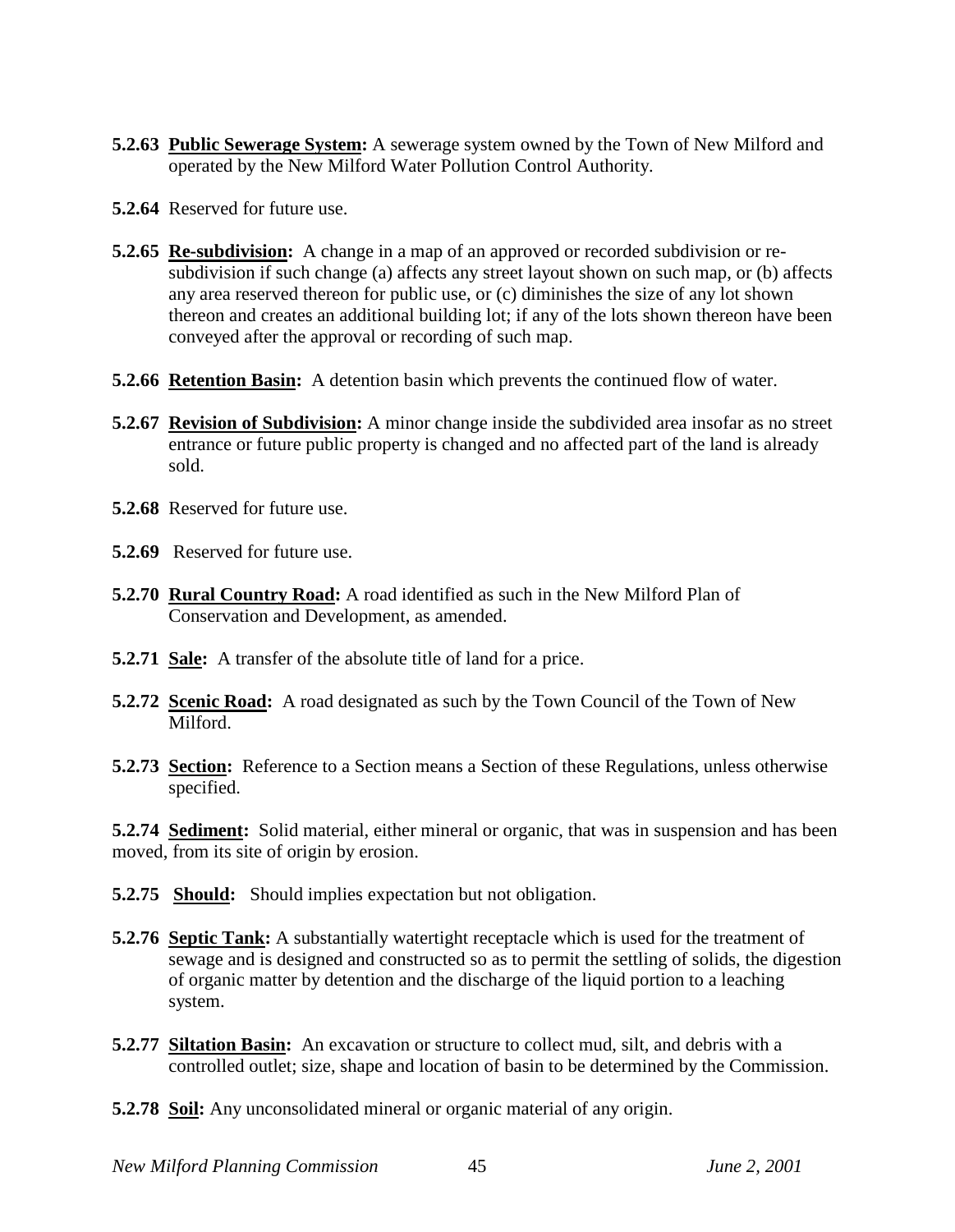**5.2.63** **Public Sewerage System:** A sewerage system owned by the Town of New Milford and operated by the New Milford Water Pollution Control Authority.

**5.2.64** Reserved for future use.

**5.2.65** **Re-subdivision:** A change in a map of an approved or recorded subdivision or re-subdivision if such change (a) affects any street layout shown on such map, or (b) affects any area reserved thereon for public use, or (c) diminishes the size of any lot shown thereon and creates an additional building lot; if any of the lots shown thereon have been conveyed after the approval or recording of such map.

**5.2.66** **Retention Basin:** A detention basin which prevents the continued flow of water.

**5.2.67** **Revision of Subdivision:** A minor change inside the subdivided area insofar as no street entrance or future public property is changed and no affected part of the land is already sold.

**5.2.68** Reserved for future use.

**5.2.69** Reserved for future use.

**5.2.70** **Rural Country Road:** A road identified as such in the New Milford Plan of Conservation and Development, as amended.

**5.2.71** **Sale:** A transfer of the absolute title of land for a price.

**5.2.72** **Scenic Road:** A road designated as such by the Town Council of the Town of New Milford.

**5.2.73** **Section:** Reference to a Section means a Section of these Regulations, unless otherwise specified.

**5.2.74** **Sediment:** Solid material, either mineral or organic, that was in suspension and has been moved, from its site of origin by erosion.

**5.2.75** **Should:** Should implies expectation but not obligation.

**5.2.76** **Septic Tank:** A substantially watertight receptacle which is used for the treatment of sewage and is designed and constructed so as to permit the settling of solids, the digestion of organic matter by detention and the discharge of the liquid portion to a leaching system.

**5.2.77** **Siltation Basin:** An excavation or structure to collect mud, silt, and debris with a controlled outlet; size, shape and location of basin to be determined by the Commission.

**5.2.78** **Soil:** Any unconsolidated mineral or organic material of any origin.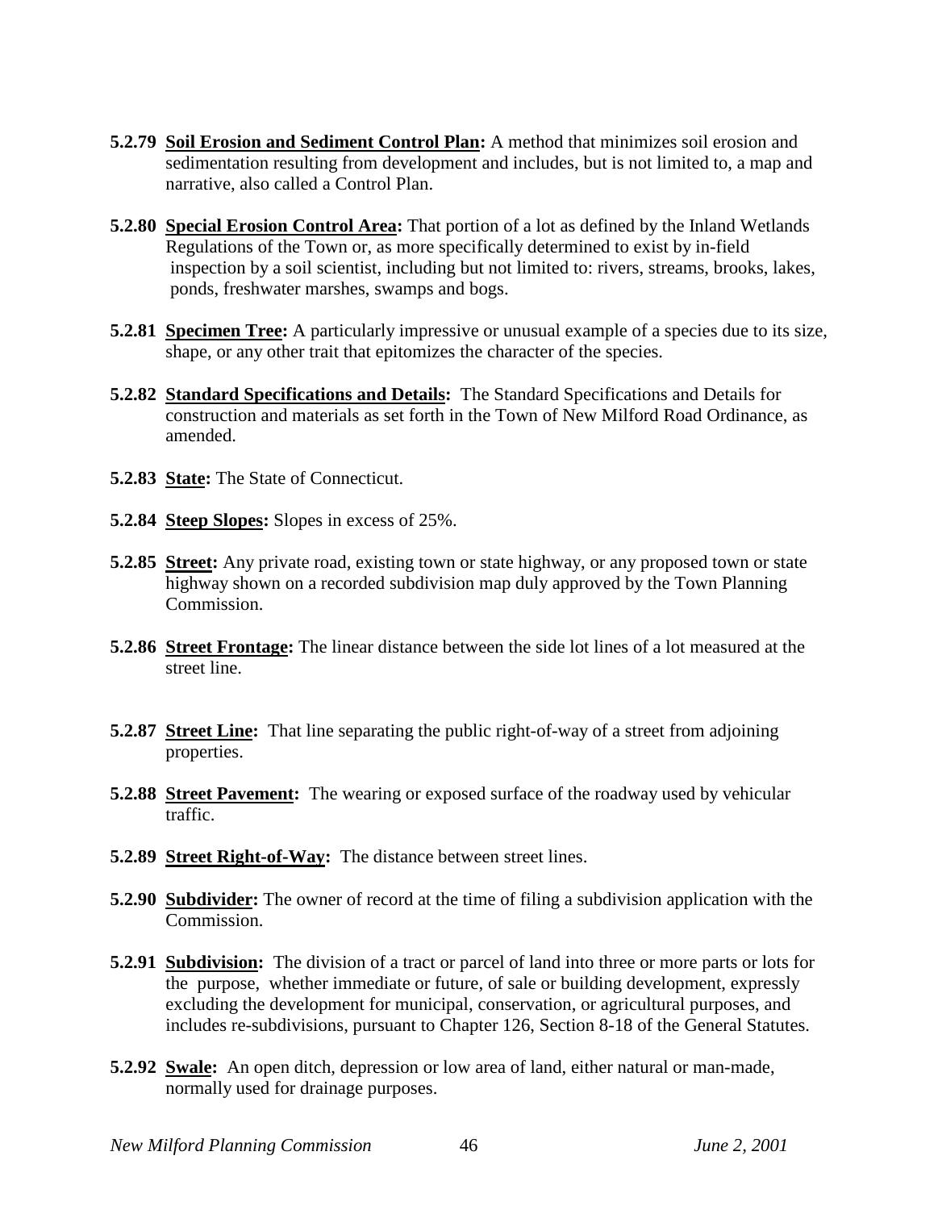**5.2.79 Soil Erosion and Sediment Control Plan:** A method that minimizes soil erosion and sedimentation resulting from development and includes, but is not limited to, a map and narrative, also called a Control Plan.

**5.2.80 Special Erosion Control Area:** That portion of a lot as defined by the Inland Wetlands Regulations of the Town or, as more specifically determined to exist by in-field inspection by a soil scientist, including but not limited to: rivers, streams, brooks, lakes, ponds, freshwater marshes, swamps and bogs.

**5.2.81 Specimen Tree:** A particularly impressive or unusual example of a species due to its size, shape, or any other trait that epitomizes the character of the species.

**5.2.82 Standard Specifications and Details:** The Standard Specifications and Details for construction and materials as set forth in the Town of New Milford Road Ordinance, as amended.

**5.2.83 State:** The State of Connecticut.

**5.2.84 Steep Slopes:** Slopes in excess of 25%.

**5.2.85 Street:** Any private road, existing town or state highway, or any proposed town or state highway shown on a recorded subdivision map duly approved by the Town Planning Commission.

**5.2.86 Street Frontage:** The linear distance between the side lot lines of a lot measured at the street line.

**5.2.87 Street Line:** That line separating the public right-of-way of a street from adjoining properties.

**5.2.88 Street Pavement:** The wearing or exposed surface of the roadway used by vehicular traffic.

**5.2.89 Street Right-of-Way:** The distance between street lines.

**5.2.90 Subdivider:** The owner of record at the time of filing a subdivision application with the Commission.

**5.2.91 Subdivision:** The division of a tract or parcel of land into three or more parts or lots for the purpose, whether immediate or future, of sale or building development, expressly excluding the development for municipal, conservation, or agricultural purposes, and includes re-subdivisions, pursuant to Chapter 126, Section 8-18 of the General Statutes.

**5.2.92 Swale:** An open ditch, depression or low area of land, either natural or man-made, normally used for drainage purposes.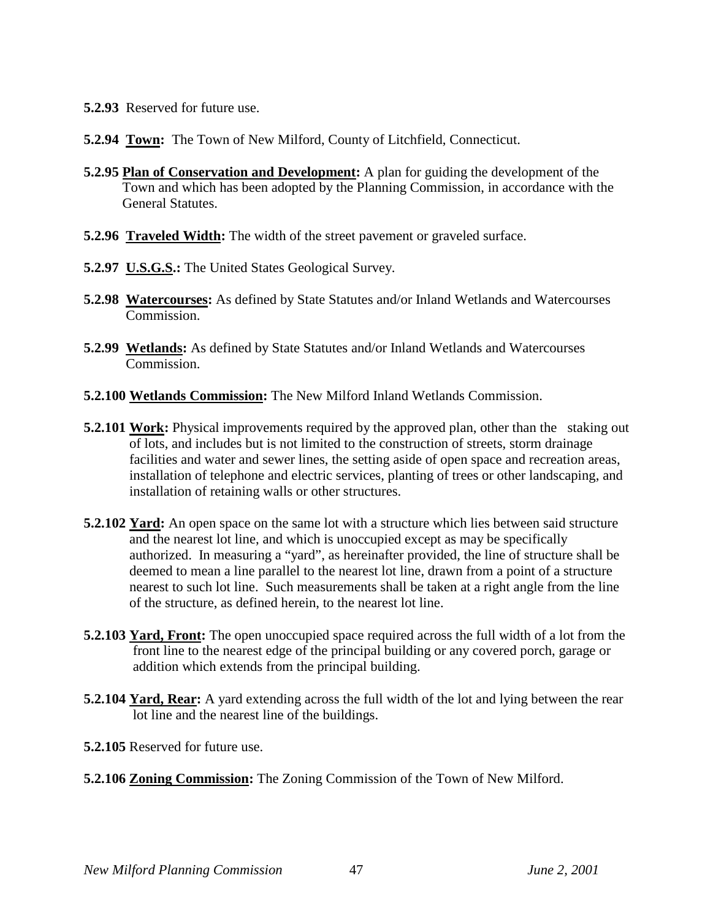**5.2.93** Reserved for future use.

**5.2.94 <u>Town</u>:** The Town of New Milford, County of Litchfield, Connecticut.

**5.2.95 <u>Plan of Conservation and Development</u>:** A plan for guiding the development of the Town and which has been adopted by the Planning Commission, in accordance with the General Statutes.

**5.2.96 <u>Traveled Width</u>:** The width of the street pavement or graveled surface.

**5.2.97 <u>U.S.G.S.</u>:** The United States Geological Survey.

**5.2.98 <u>Watercourses</u>:** As defined by State Statutes and/or Inland Wetlands and Watercourses Commission.

**5.2.99 <u>Wetlands</u>:** As defined by State Statutes and/or Inland Wetlands and Watercourses Commission.

**5.2.100 <u>Wetlands Commission</u>:** The New Milford Inland Wetlands Commission.

**5.2.101 <u>Work</u>:** Physical improvements required by the approved plan, other than the staking out of lots, and includes but is not limited to the construction of streets, storm drainage facilities and water and sewer lines, the setting aside of open space and recreation areas, installation of telephone and electric services, planting of trees or other landscaping, and installation of retaining walls or other structures.

**5.2.102 <u>Yard</u>:** An open space on the same lot with a structure which lies between said structure and the nearest lot line, and which is unoccupied except as may be specifically authorized. In measuring a "yard", as hereinafter provided, the line of structure shall be deemed to mean a line parallel to the nearest lot line, drawn from a point of a structure nearest to such lot line. Such measurements shall be taken at a right angle from the line of the structure, as defined herein, to the nearest lot line.

**5.2.103 <u>Yard, Front</u>:** The open unoccupied space required across the full width of a lot from the front line to the nearest edge of the principal building or any covered porch, garage or addition which extends from the principal building.

**5.2.104 <u>Yard, Rear</u>:** A yard extending across the full width of the lot and lying between the rear lot line and the nearest line of the buildings.

**5.2.105** Reserved for future use.

**5.2.106 <u>Zoning Commission</u>:** The Zoning Commission of the Town of New Milford.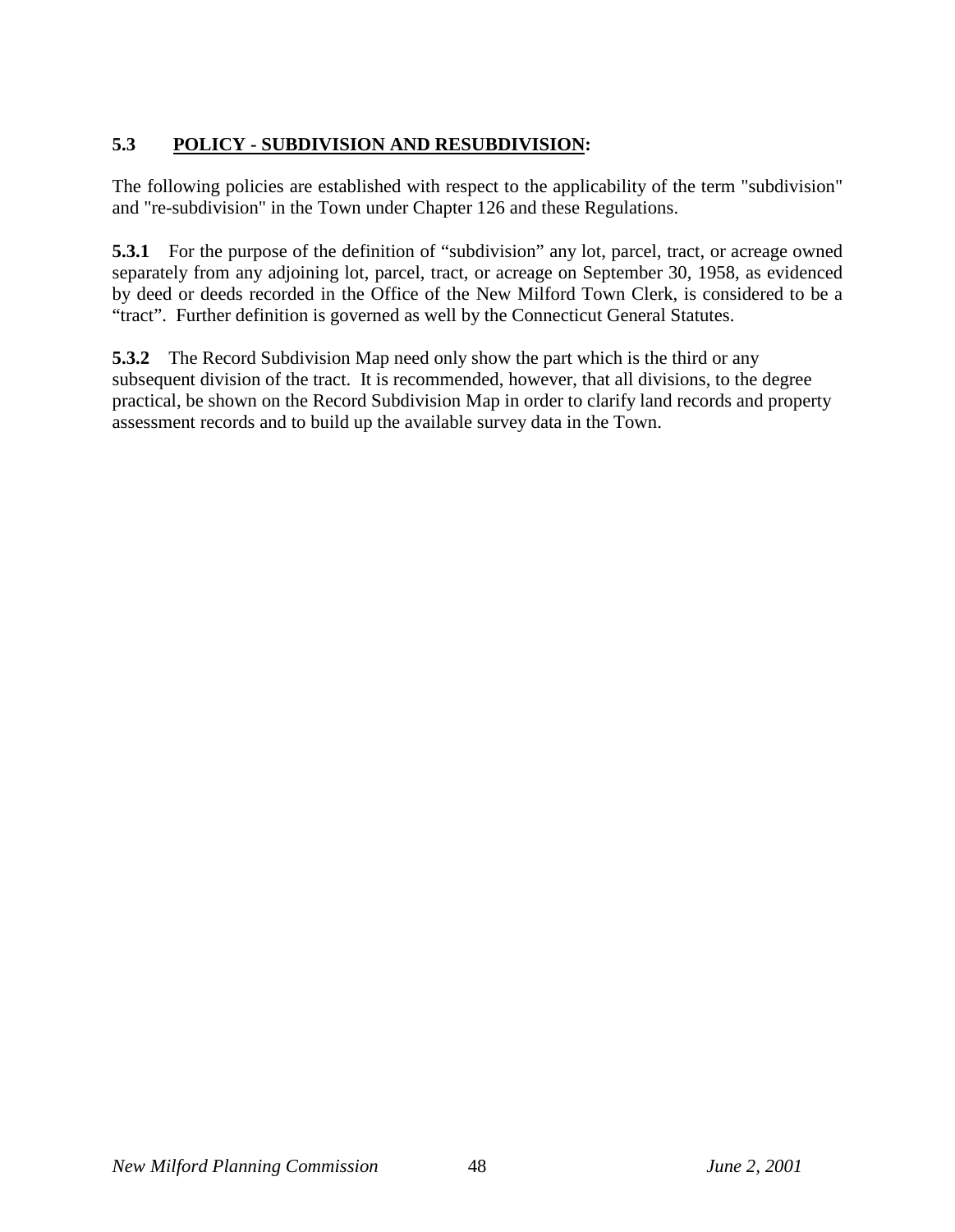### 5.3 **POLICY - SUBDIVISION AND RESUBDIVISION:**

The following policies are established with respect to the applicability of the term "subdivision" and "re-subdivision" in the Town under Chapter 126 and these Regulations.

**5.3.1** For the purpose of the definition of "subdivision" any lot, parcel, tract, or acreage owned separately from any adjoining lot, parcel, tract, or acreage on September 30, 1958, as evidenced by deed or deeds recorded in the Office of the New Milford Town Clerk, is considered to be a "tract". Further definition is governed as well by the Connecticut General Statutes.

**5.3.2** The Record Subdivision Map need only show the part which is the third or any subsequent division of the tract. It is recommended, however, that all divisions, to the degree practical, be shown on the Record Subdivision Map in order to clarify land records and property assessment records and to build up the available survey data in the Town.